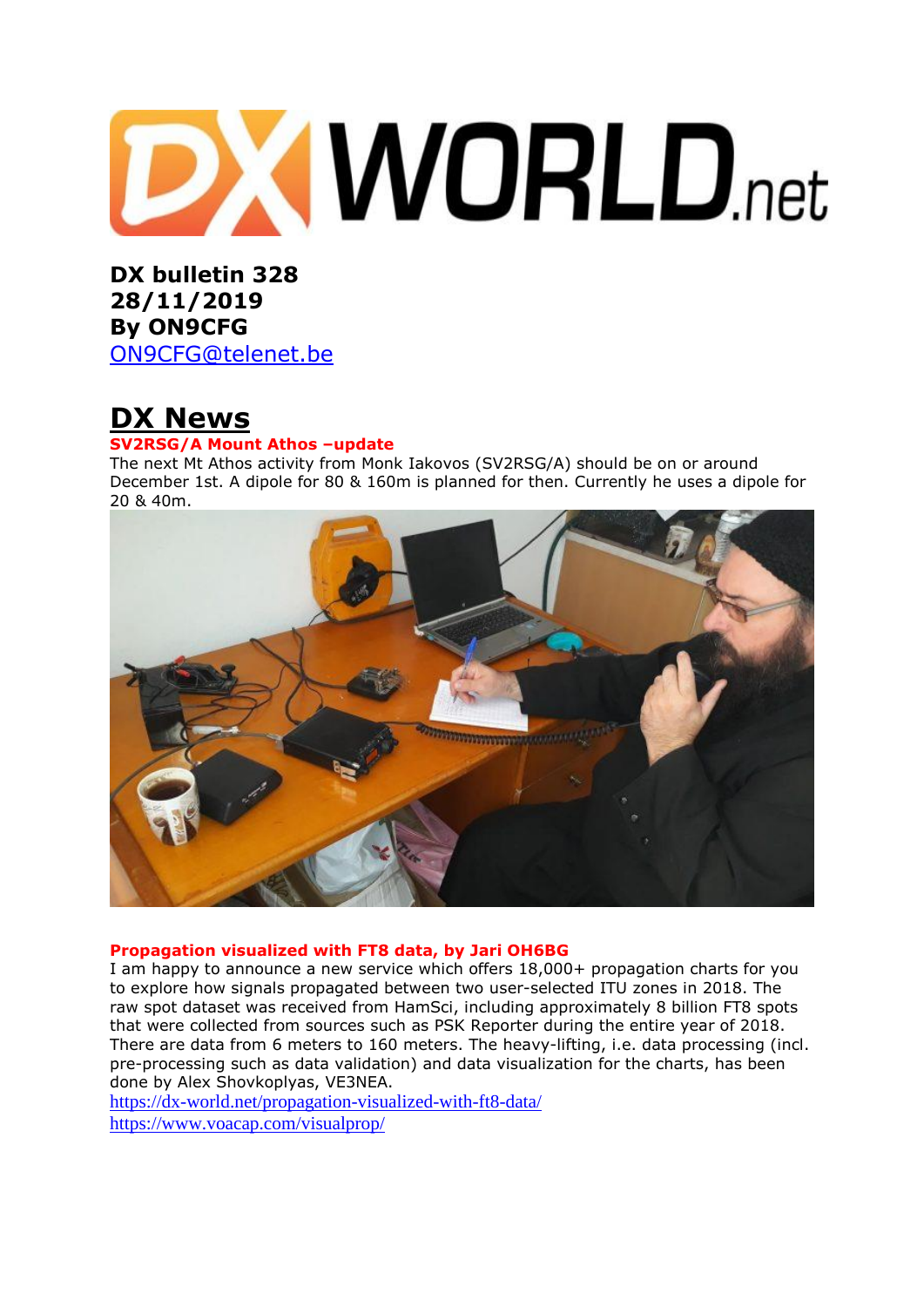DX WORLD.net

**DX bulletin 328**
**28/11/2019**
**By ON9CFG**
ON9CFG@telenet.be

# DX News

### SV2RSG/A Mount Athos –update

The next Mt Athos activity from Monk Iakovos (SV2RSG/A) should be on or around December 1st. A dipole for 80 & 160m is planned for then. Currently he uses a dipole for 20 & 40m.

### Propagation visualized with FT8 data, by Jari OH6BG

I am happy to announce a new service which offers 18,000+ propagation charts for you to explore how signals propagated between two user-selected ITU zones in 2018. The raw spot dataset was received from HamSci, including approximately 8 billion FT8 spots that were collected from sources such as PSK Reporter during the entire year of 2018. There are data from 6 meters to 160 meters. The heavy-lifting, i.e. data processing (incl. pre-processing such as data validation) and data visualization for the charts, has been done by Alex Shovkoplyas, VE3NEA.

https://dx-world.net/propagation-visualized-with-ft8-data/
https://www.voacap.com/visualprop/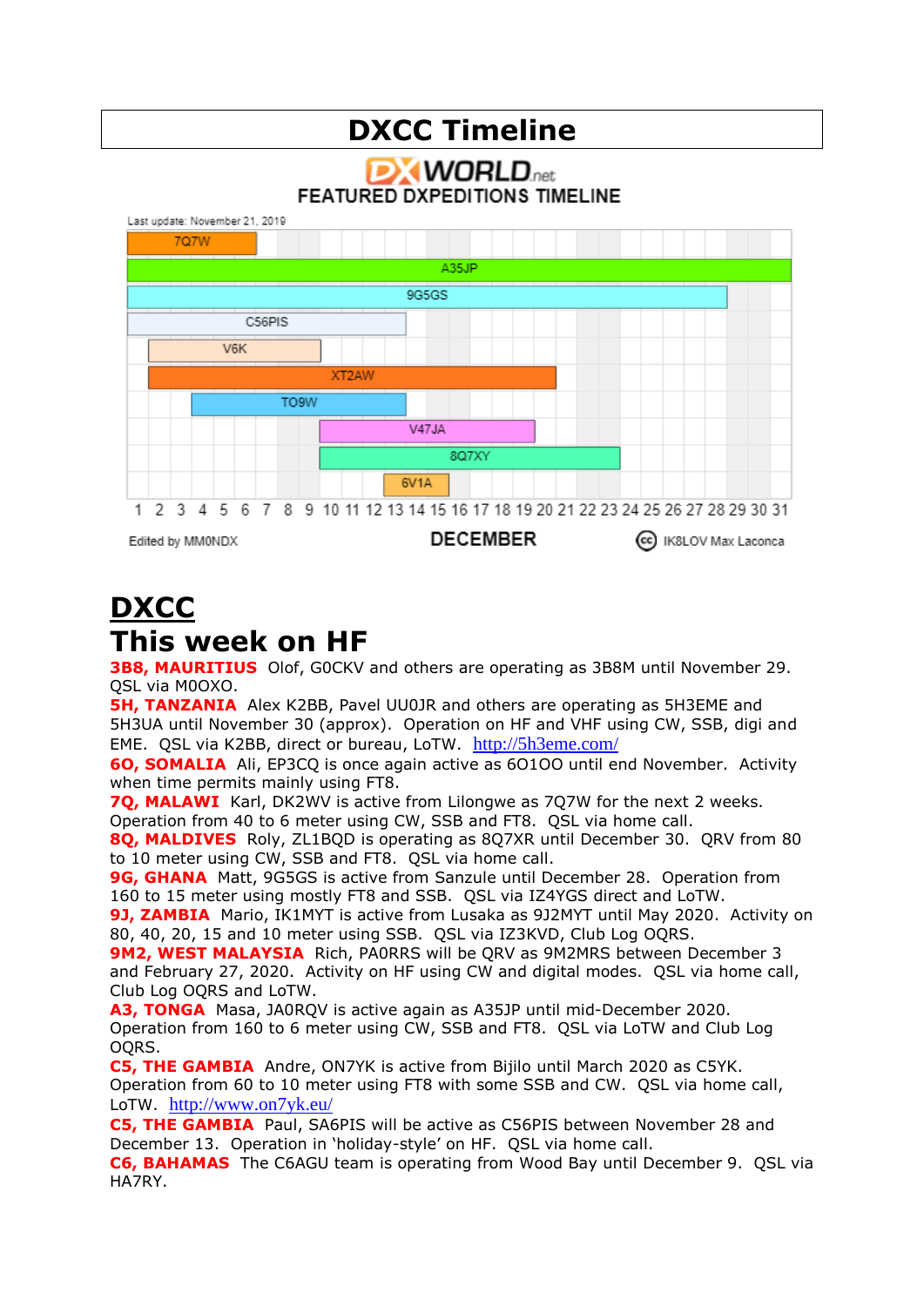# DXCC Timeline

DX WORLD.net
FEATURED DXPEDITIONS TIMELINE

Last update: November 21, 2019

7Q7W

A35JP

9G5GS

C56PIS

V6K

XT2AW

TO9W

V47JA

8Q7XY

6V1A

1 2 3 4 5 6 7 8 9 10 11 12 13 14 15 16 17 18 19 20 21 22 23 24 25 26 27 28 29 30 31

Edited by MM0NDX DECEMBER IK8LOV Max Laconca

## DXCC

# This week on HF

**3B8, MAURITIUS** Olof, G0CKV and others are operating as 3B8M until November 29. QSL via M0OXO.

**5H, TANZANIA** Alex K2BB, Pavel UU0JR and others are operating as 5H3EME and 5H3UA until November 30 (approx). Operation on HF and VHF using CW, SSB, digi and EME. QSL via K2BB, direct or bureau, LoTW. http://5h3eme.com/

**6O, SOMALIA** Ali, EP3CQ is once again active as 6O1OO until end November. Activity when time permits mainly using FT8.

**7Q, MALAWI** Karl, DK2WV is active from Lilongwe as 7Q7W for the next 2 weeks. Operation from 40 to 6 meter using CW, SSB and FT8. QSL via home call.

**8Q, MALDIVES** Roly, ZL1BQD is operating as 8Q7XR until December 30. QRV from 80 to 10 meter using CW, SSB and FT8. QSL via home call.

**9G, GHANA** Matt, 9G5GS is active from Sanzule until December 28. Operation from 160 to 15 meter using mostly FT8 and SSB. QSL via IZ4YGS direct and LoTW.

**9J, ZAMBIA** Mario, IK1MYT is active from Lusaka as 9J2MYT until May 2020. Activity on 80, 40, 20, 15 and 10 meter using SSB. QSL via IZ3KVD, Club Log OQRS.

**9M2, WEST MALAYSIA** Rich, PA0RRS will be QRV as 9M2MRS between December 3 and February 27, 2020. Activity on HF using CW and digital modes. QSL via home call, Club Log OQRS and LoTW.

**A3, TONGA** Masa, JA0RQV is active again as A35JP until mid-December 2020. Operation from 160 to 6 meter using CW, SSB and FT8. QSL via LoTW and Club Log OQRS.

**C5, THE GAMBIA** Andre, ON7YK is active from Bijilo until March 2020 as C5YK. Operation from 60 to 10 meter using FT8 with some SSB and CW. QSL via home call, LoTW. http://www.on7yk.eu/

**C5, THE GAMBIA** Paul, SA6PIS will be active as C56PIS between November 28 and December 13. Operation in 'holiday-style' on HF. QSL via home call.

**C6, BAHAMAS** The C6AGU team is operating from Wood Bay until December 9. QSL via HA7RY.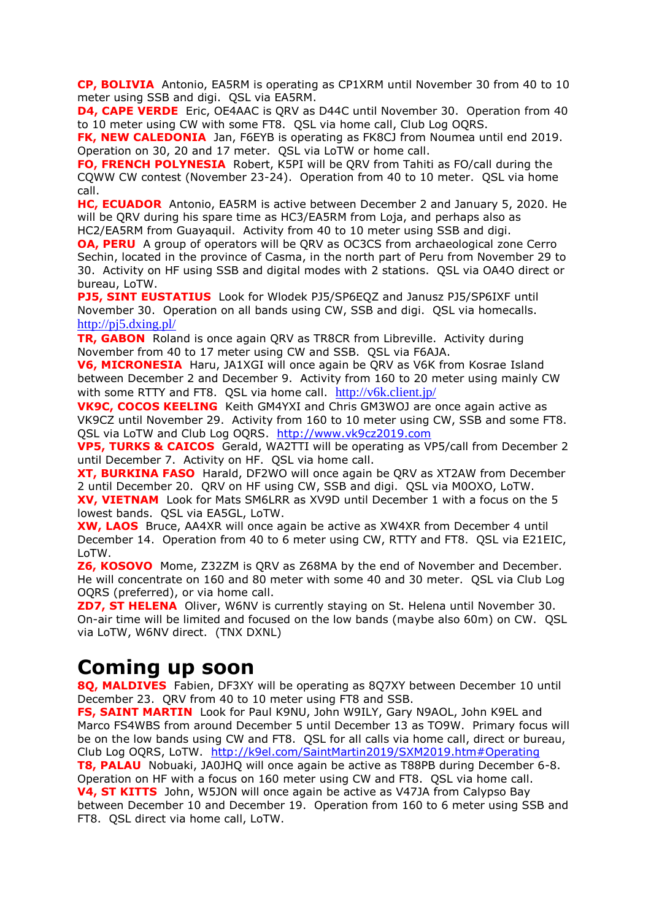**CP, BOLIVIA** Antonio, EA5RM is operating as CP1XRM until November 30 from 40 to 10 meter using SSB and digi. QSL via EA5RM.
**D4, CAPE VERDE** Eric, OE4AAC is QRV as D44C until November 30. Operation from 40 to 10 meter using CW with some FT8. QSL via home call, Club Log OQRS.
**FK, NEW CALEDONIA** Jan, F6EYB is operating as FK8CJ from Noumea until end 2019. Operation on 30, 20 and 17 meter. QSL via LoTW or home call.
**FO, FRENCH POLYNESIA** Robert, K5PI will be QRV from Tahiti as FO/call during the CQWW CW contest (November 23-24). Operation from 40 to 10 meter. QSL via home call.
**HC, ECUADOR** Antonio, EA5RM is active between December 2 and January 5, 2020. He will be QRV during his spare time as HC3/EA5RM from Loja, and perhaps also as HC2/EA5RM from Guayaquil. Activity from 40 to 10 meter using SSB and digi.
**OA, PERU** A group of operators will be QRV as OC3CS from archaeological zone Cerro Sechin, located in the province of Casma, in the north part of Peru from November 29 to 30. Activity on HF using SSB and digital modes with 2 stations. QSL via OA4O direct or bureau, LoTW.
**PJ5, SINT EUSTATIUS** Look for Wlodek PJ5/SP6EQZ and Janusz PJ5/SP6IXF until November 30. Operation on all bands using CW, SSB and digi. QSL via homecalls. http://pj5.dxing.pl/
**TR, GABON** Roland is once again QRV as TR8CR from Libreville. Activity during November from 40 to 17 meter using CW and SSB. QSL via F6AJA.
**V6, MICRONESIA** Haru, JA1XGI will once again be QRV as V6K from Kosrae Island between December 2 and December 9. Activity from 160 to 20 meter using mainly CW with some RTTY and FT8. QSL via home call. http://v6k.client.jp/
**VK9C, COCOS KEELING** Keith GM4YXI and Chris GM3WOJ are once again active as VK9CZ until November 29. Activity from 160 to 10 meter using CW, SSB and some FT8. QSL via LoTW and Club Log OQRS. http://www.vk9cz2019.com
**VP5, TURKS & CAICOS** Gerald, WA2TTI will be operating as VP5/call from December 2 until December 7. Activity on HF. QSL via home call.
**XT, BURKINA FASO** Harald, DF2WO will once again be QRV as XT2AW from December 2 until December 20. QRV on HF using CW, SSB and digi. QSL via M0OXO, LoTW.
**XV, VIETNAM** Look for Mats SM6LRR as XV9D until December 1 with a focus on the 5 lowest bands. QSL via EA5GL, LoTW.
**XW, LAOS** Bruce, AA4XR will once again be active as XW4XR from December 4 until December 14. Operation from 40 to 6 meter using CW, RTTY and FT8. QSL via E21EIC, LoTW.
**Z6, KOSOVO** Mome, Z32ZM is QRV as Z68MA by the end of November and December. He will concentrate on 160 and 80 meter with some 40 and 30 meter. QSL via Club Log OQRS (preferred), or via home call.
**ZD7, ST HELENA** Oliver, W6NV is currently staying on St. Helena until November 30. On-air time will be limited and focused on the low bands (maybe also 60m) on CW. QSL via LoTW, W6NV direct. (TNX DXNL)

# Coming up soon

**8Q, MALDIVES** Fabien, DF3XY will be operating as 8Q7XY between December 10 until December 23. QRV from 40 to 10 meter using FT8 and SSB.
**FS, SAINT MARTIN** Look for Paul K9NU, John W9ILY, Gary N9AOL, John K9EL and Marco FS4WBS from around December 5 until December 13 as TO9W. Primary focus will be on the low bands using CW and FT8. QSL for all calls via home call, direct or bureau, Club Log OQRS, LoTW. http://k9el.com/SaintMartin2019/SXM2019.htm#Operating
**T8, PALAU** Nobuaki, JA0JHQ will once again be active as T88PB during December 6-8. Operation on HF with a focus on 160 meter using CW and FT8. QSL via home call.
**V4, ST KITTS** John, W5JON will once again be active as V47JA from Calypso Bay between December 10 and December 19. Operation from 160 to 6 meter using SSB and FT8. QSL direct via home call, LoTW.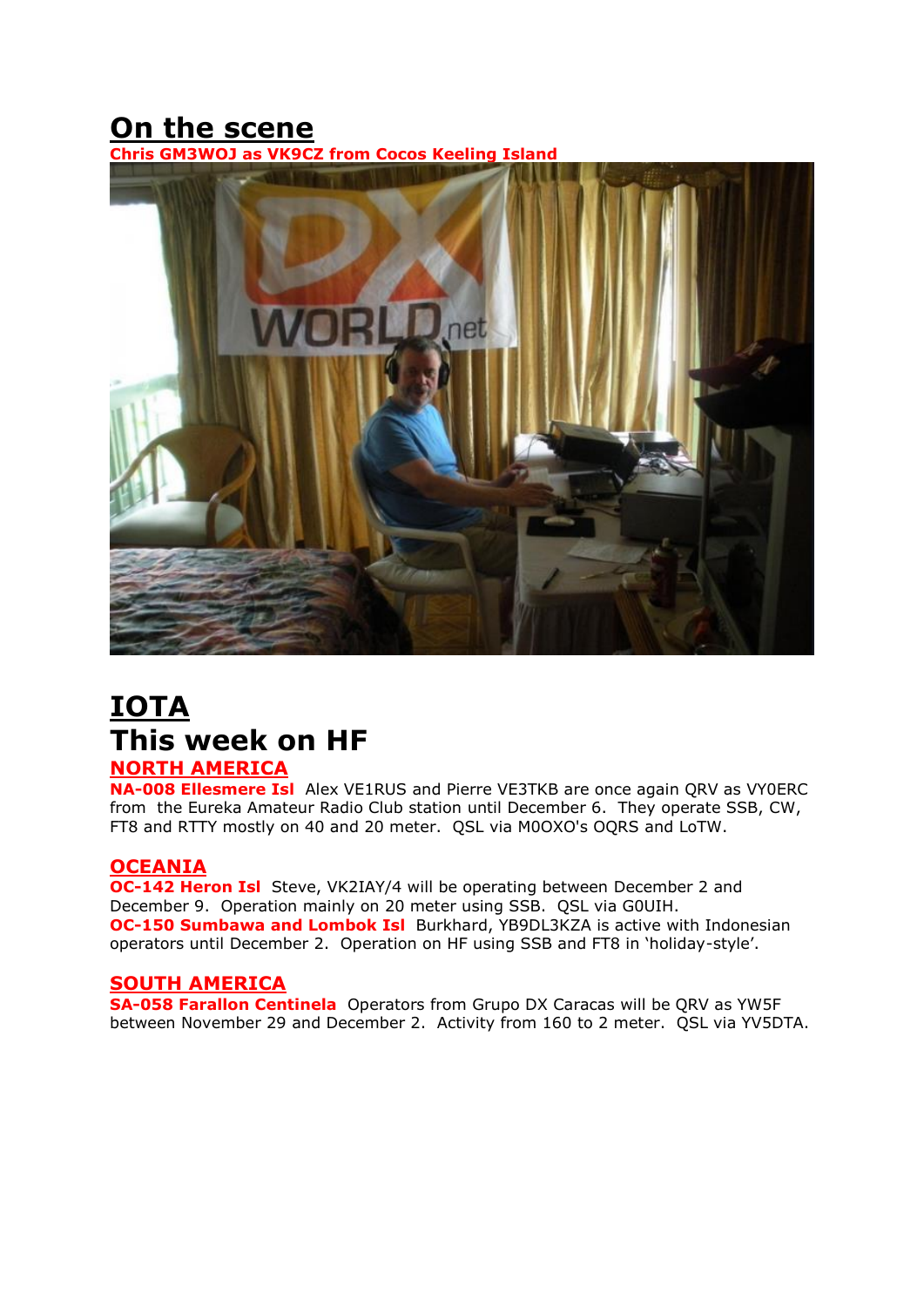# On the scene

**Chris GM3WOJ as VK9CZ from Cocos Keeling Island**

# IOTA

# This week on HF

## NORTH AMERICA

**NA-008 Ellesmere Isl** Alex VE1RUS and Pierre VE3TKB are once again QRV as VY0ERC from the Eureka Amateur Radio Club station until December 6. They operate SSB, CW, FT8 and RTTY mostly on 40 and 20 meter. QSL via M0OXO's OQRS and LoTW.

## OCEANIA

**OC-142 Heron Isl** Steve, VK2IAY/4 will be operating between December 2 and December 9. Operation mainly on 20 meter using SSB. QSL via G0UIH.

**OC-150 Sumbawa and Lombok Isl** Burkhard, YB9DL3KZA is active with Indonesian operators until December 2. Operation on HF using SSB and FT8 in 'holiday-style'.

## SOUTH AMERICA

**SA-058 Farallon Centinela** Operators from Grupo DX Caracas will be QRV as YW5F between November 29 and December 2. Activity from 160 to 2 meter. QSL via YV5DTA.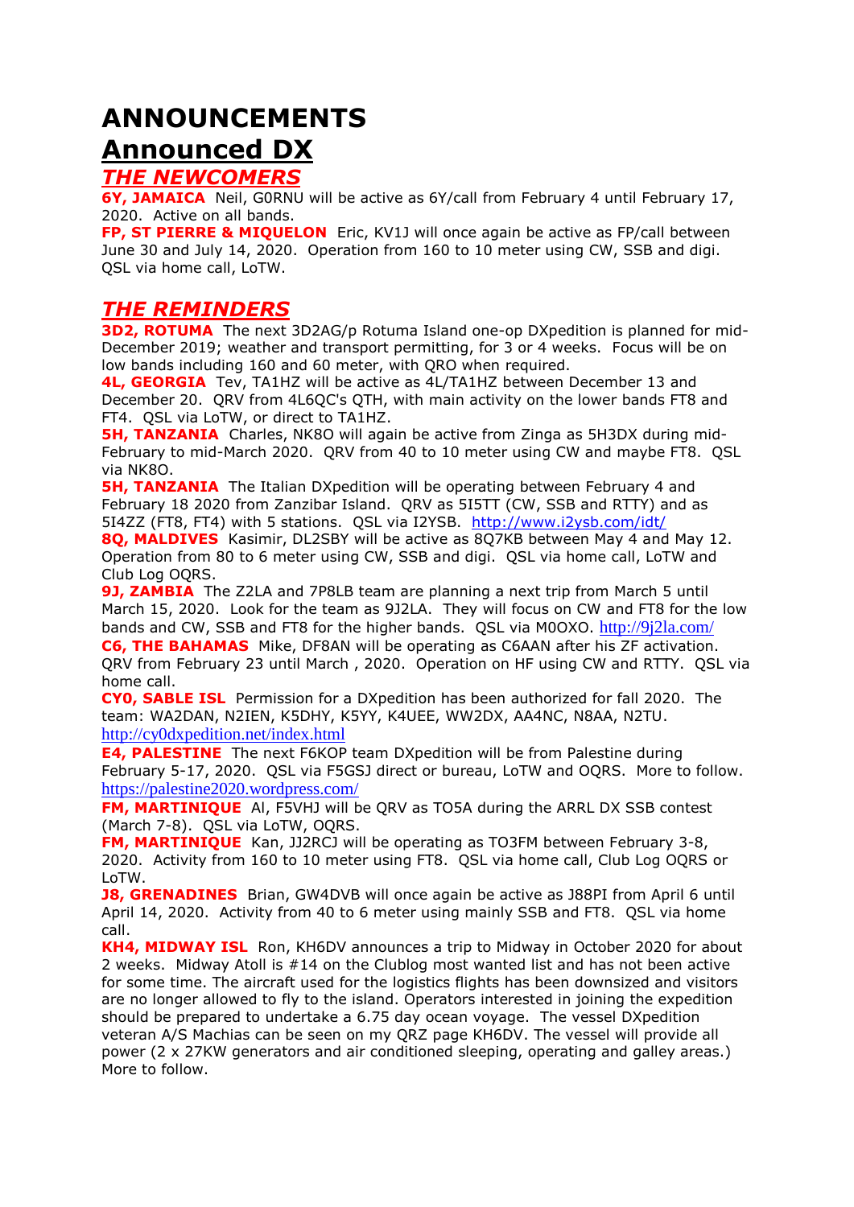# ANNOUNCEMENTS

# Announced DX

## *THE NEWCOMERS*

**6Y, JAMAICA** Neil, G0RNU will be active as 6Y/call from February 4 until February 17, 2020. Active on all bands.

**FP, ST PIERRE & MIQUELON** Eric, KV1J will once again be active as FP/call between June 30 and July 14, 2020. Operation from 160 to 10 meter using CW, SSB and digi. QSL via home call, LoTW.

## *THE REMINDERS*

**3D2, ROTUMA** The next 3D2AG/p Rotuma Island one-op DXpedition is planned for mid-December 2019; weather and transport permitting, for 3 or 4 weeks. Focus will be on low bands including 160 and 60 meter, with QRO when required.

**4L, GEORGIA** Tev, TA1HZ will be active as 4L/TA1HZ between December 13 and December 20. QRV from 4L6QC's QTH, with main activity on the lower bands FT8 and FT4. QSL via LoTW, or direct to TA1HZ.

**5H, TANZANIA** Charles, NK8O will again be active from Zinga as 5H3DX during mid-February to mid-March 2020. QRV from 40 to 10 meter using CW and maybe FT8. QSL via NK8O.

**5H, TANZANIA** The Italian DXpedition will be operating between February 4 and February 18 2020 from Zanzibar Island. QRV as 5I5TT (CW, SSB and RTTY) and as 5I4ZZ (FT8, FT4) with 5 stations. QSL via I2YSB. http://www.i2ysb.com/idt/

**8Q, MALDIVES** Kasimir, DL2SBY will be active as 8Q7KB between May 4 and May 12. Operation from 80 to 6 meter using CW, SSB and digi. QSL via home call, LoTW and Club Log OQRS.

**9J, ZAMBIA** The Z2LA and 7P8LB team are planning a next trip from March 5 until March 15, 2020. Look for the team as 9J2LA. They will focus on CW and FT8 for the low bands and CW, SSB and FT8 for the higher bands. QSL via M0OXO. http://9j2la.com/

**C6, THE BAHAMAS** Mike, DF8AN will be operating as C6AAN after his ZF activation. QRV from February 23 until March , 2020. Operation on HF using CW and RTTY. QSL via home call.

**CY0, SABLE ISL** Permission for a DXpedition has been authorized for fall 2020. The team: WA2DAN, N2IEN, K5DHY, K5YY, K4UEE, WW2DX, AA4NC, N8AA, N2TU. http://cy0dxpedition.net/index.html

**E4, PALESTINE** The next F6KOP team DXpedition will be from Palestine during February 5-17, 2020. QSL via F5GSJ direct or bureau, LoTW and OQRS. More to follow. https://palestine2020.wordpress.com/

**FM, MARTINIQUE** Al, F5VHJ will be QRV as TO5A during the ARRL DX SSB contest (March 7-8). QSL via LoTW, OQRS.

**FM, MARTINIQUE** Kan, JJ2RCJ will be operating as TO3FM between February 3-8, 2020. Activity from 160 to 10 meter using FT8. QSL via home call, Club Log OQRS or LoTW.

**J8, GRENADINES** Brian, GW4DVB will once again be active as J88PI from April 6 until April 14, 2020. Activity from 40 to 6 meter using mainly SSB and FT8. QSL via home call.

**KH4, MIDWAY ISL** Ron, KH6DV announces a trip to Midway in October 2020 for about 2 weeks. Midway Atoll is #14 on the Clublog most wanted list and has not been active for some time. The aircraft used for the logistics flights has been downsized and visitors are no longer allowed to fly to the island. Operators interested in joining the expedition should be prepared to undertake a 6.75 day ocean voyage. The vessel DXpedition veteran A/S Machias can be seen on my QRZ page KH6DV. The vessel will provide all power (2 x 27KW generators and air conditioned sleeping, operating and galley areas.) More to follow.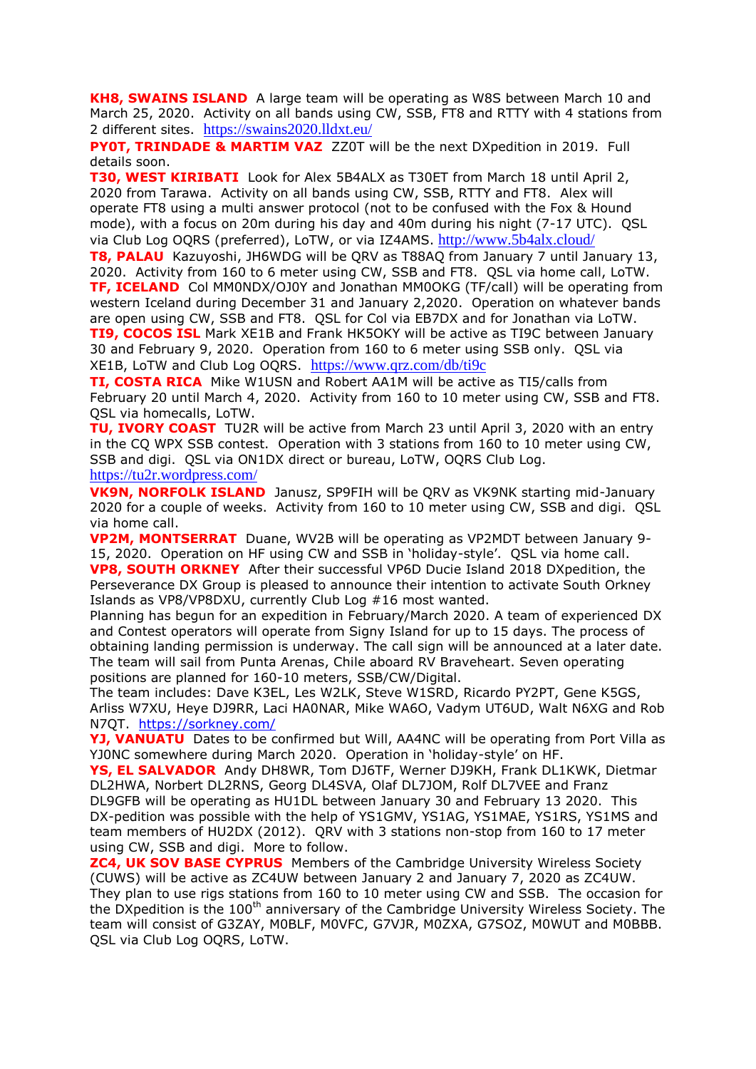**KH8, SWAINS ISLAND** A large team will be operating as W8S between March 10 and March 25, 2020. Activity on all bands using CW, SSB, FT8 and RTTY with 4 stations from 2 different sites. https://swains2020.lldxt.eu/

**PY0T, TRINDADE & MARTIM VAZ** ZZ0T will be the next DXpedition in 2019. Full details soon.

**T30, WEST KIRIBATI** Look for Alex 5B4ALX as T30ET from March 18 until April 2, 2020 from Tarawa. Activity on all bands using CW, SSB, RTTY and FT8. Alex will operate FT8 using a multi answer protocol (not to be confused with the Fox & Hound mode), with a focus on 20m during his day and 40m during his night (7-17 UTC). QSL via Club Log OQRS (preferred), LoTW, or via IZ4AMS. http://www.5b4alx.cloud/

**T8, PALAU** Kazuyoshi, JH6WDG will be QRV as T88AQ from January 7 until January 13, 2020. Activity from 160 to 6 meter using CW, SSB and FT8. QSL via home call, LoTW.

**TF, ICELAND** Col MM0NDX/OJ0Y and Jonathan MM0OKG (TF/call) will be operating from western Iceland during December 31 and January 2,2020. Operation on whatever bands are open using CW, SSB and FT8. QSL for Col via EB7DX and for Jonathan via LoTW.

**TI9, COCOS ISL** Mark XE1B and Frank HK5OKY will be active as TI9C between January 30 and February 9, 2020. Operation from 160 to 6 meter using SSB only. QSL via XE1B, LoTW and Club Log OQRS. https://www.qrz.com/db/ti9c

**TI, COSTA RICA** Mike W1USN and Robert AA1M will be active as TI5/calls from February 20 until March 4, 2020. Activity from 160 to 10 meter using CW, SSB and FT8. QSL via homecalls, LoTW.

**TU, IVORY COAST** TU2R will be active from March 23 until April 3, 2020 with an entry in the CQ WPX SSB contest. Operation with 3 stations from 160 to 10 meter using CW, SSB and digi. QSL via ON1DX direct or bureau, LoTW, OQRS Club Log. https://tu2r.wordpress.com/

**VK9N, NORFOLK ISLAND** Janusz, SP9FIH will be QRV as VK9NK starting mid-January 2020 for a couple of weeks. Activity from 160 to 10 meter using CW, SSB and digi. QSL via home call.

**VP2M, MONTSERRAT** Duane, WV2B will be operating as VP2MDT between January 9-15, 2020. Operation on HF using CW and SSB in 'holiday-style'. QSL via home call.

**VP8, SOUTH ORKNEY** After their successful VP6D Ducie Island 2018 DXpedition, the Perseverance DX Group is pleased to announce their intention to activate South Orkney Islands as VP8/VP8DXU, currently Club Log #16 most wanted.

Planning has begun for an expedition in February/March 2020. A team of experienced DX and Contest operators will operate from Signy Island for up to 15 days. The process of obtaining landing permission is underway. The call sign will be announced at a later date. The team will sail from Punta Arenas, Chile aboard RV Braveheart. Seven operating positions are planned for 160-10 meters, SSB/CW/Digital.

The team includes: Dave K3EL, Les W2LK, Steve W1SRD, Ricardo PY2PT, Gene K5GS, Arliss W7XU, Heye DJ9RR, Laci HA0NAR, Mike WA6O, Vadym UT6UD, Walt N6XG and Rob N7QT. https://sorkney.com/

**YJ, VANUATU** Dates to be confirmed but Will, AA4NC will be operating from Port Villa as YJ0NC somewhere during March 2020. Operation in 'holiday-style' on HF.

**YS, EL SALVADOR** Andy DH8WR, Tom DJ6TF, Werner DJ9KH, Frank DL1KWK, Dietmar DL2HWA, Norbert DL2RNS, Georg DL4SVA, Olaf DL7JOM, Rolf DL7VEE and Franz DL9GFB will be operating as HU1DL between January 30 and February 13 2020. This DX-pedition was possible with the help of YS1GMV, YS1AG, YS1MAE, YS1RS, YS1MS and team members of HU2DX (2012). QRV with 3 stations non-stop from 160 to 17 meter using CW, SSB and digi. More to follow.

**ZC4, UK SOV BASE CYPRUS** Members of the Cambridge University Wireless Society (CUWS) will be active as ZC4UW between January 2 and January 7, 2020 as ZC4UW. They plan to use rigs stations from 160 to 10 meter using CW and SSB. The occasion for the DXpedition is the 100th anniversary of the Cambridge University Wireless Society. The team will consist of G3ZAY, M0BLF, M0VFC, G7VJR, M0ZXA, G7SOZ, M0WUT and M0BBB. QSL via Club Log OQRS, LoTW.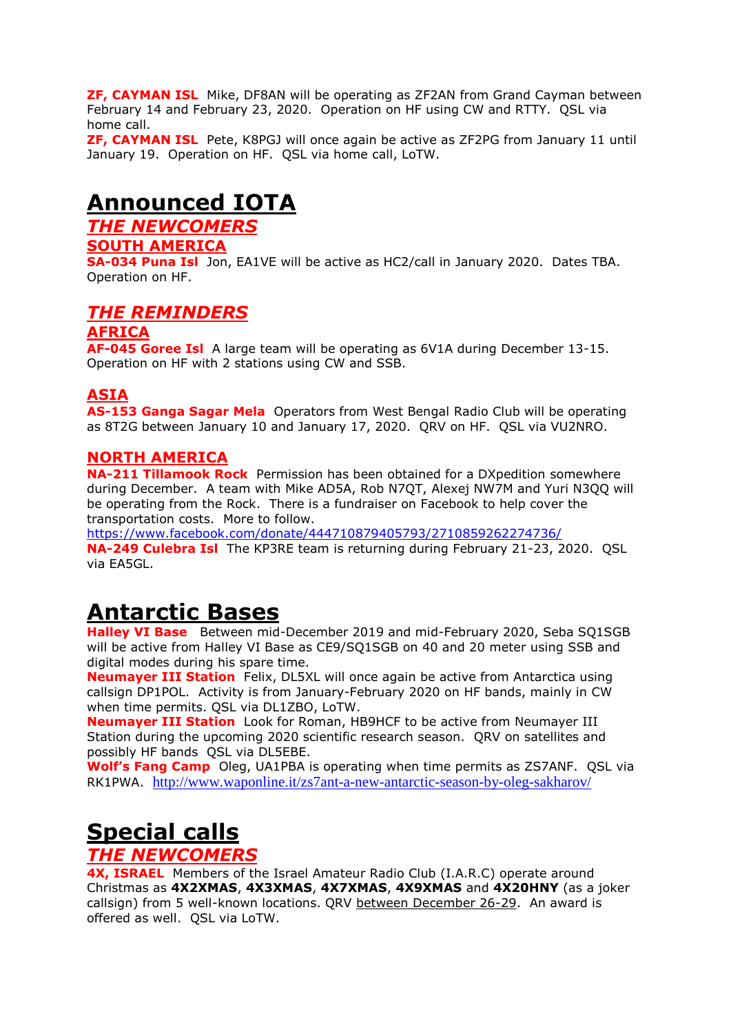**ZF, CAYMAN ISL** Mike, DF8AN will be operating as ZF2AN from Grand Cayman between February 14 and February 23, 2020. Operation on HF using CW and RTTY. QSL via home call.
**ZF, CAYMAN ISL** Pete, K8PGJ will once again be active as ZF2PG from January 11 until January 19. Operation on HF. QSL via home call, LoTW.

# Announced IOTA

## *THE NEWCOMERS*

### SOUTH AMERICA

**SA-034 Puna Isl** Jon, EA1VE will be active as HC2/call in January 2020. Dates TBA. Operation on HF.

## *THE REMINDERS*

### AFRICA

**AF-045 Goree Isl** A large team will be operating as 6V1A during December 13-15. Operation on HF with 2 stations using CW and SSB.

### ASIA

**AS-153 Ganga Sagar Mela** Operators from West Bengal Radio Club will be operating as 8T2G between January 10 and January 17, 2020. QRV on HF. QSL via VU2NRO.

### NORTH AMERICA

**NA-211 Tillamook Rock** Permission has been obtained for a DXpedition somewhere during December. A team with Mike AD5A, Rob N7QT, Alexej NW7M and Yuri N3QQ will be operating from the Rock. There is a fundraiser on Facebook to help cover the transportation costs. More to follow.
https://www.facebook.com/donate/444710879405793/2710859262274736/
**NA-249 Culebra Isl** The KP3RE team is returning during February 21-23, 2020. QSL via EA5GL.

# Antarctic Bases

**Halley VI Base** Between mid-December 2019 and mid-February 2020, Seba SQ1SGB will be active from Halley VI Base as CE9/SQ1SGB on 40 and 20 meter using SSB and digital modes during his spare time.
**Neumayer III Station** Felix, DL5XL will once again be active from Antarctica using callsign DP1POL. Activity is from January-February 2020 on HF bands, mainly in CW when time permits. QSL via DL1ZBO, LoTW.
**Neumayer III Station** Look for Roman, HB9HCF to be active from Neumayer III Station during the upcoming 2020 scientific research season. QRV on satellites and possibly HF bands QSL via DL5EBE.
**Wolf's Fang Camp** Oleg, UA1PBA is operating when time permits as ZS7ANF. QSL via RK1PWA. http://www.waponline.it/zs7ant-a-new-antarctic-season-by-oleg-sakharov/

# Special calls

## *THE NEWCOMERS*

**4X, ISRAEL** Members of the Israel Amateur Radio Club (I.A.R.C) operate around Christmas as **4X2XMAS**, **4X3XMAS**, **4X7XMAS**, **4X9XMAS** and **4X20HNY** (as a joker callsign) from 5 well-known locations. QRV between December 26-29. An award is offered as well. QSL via LoTW.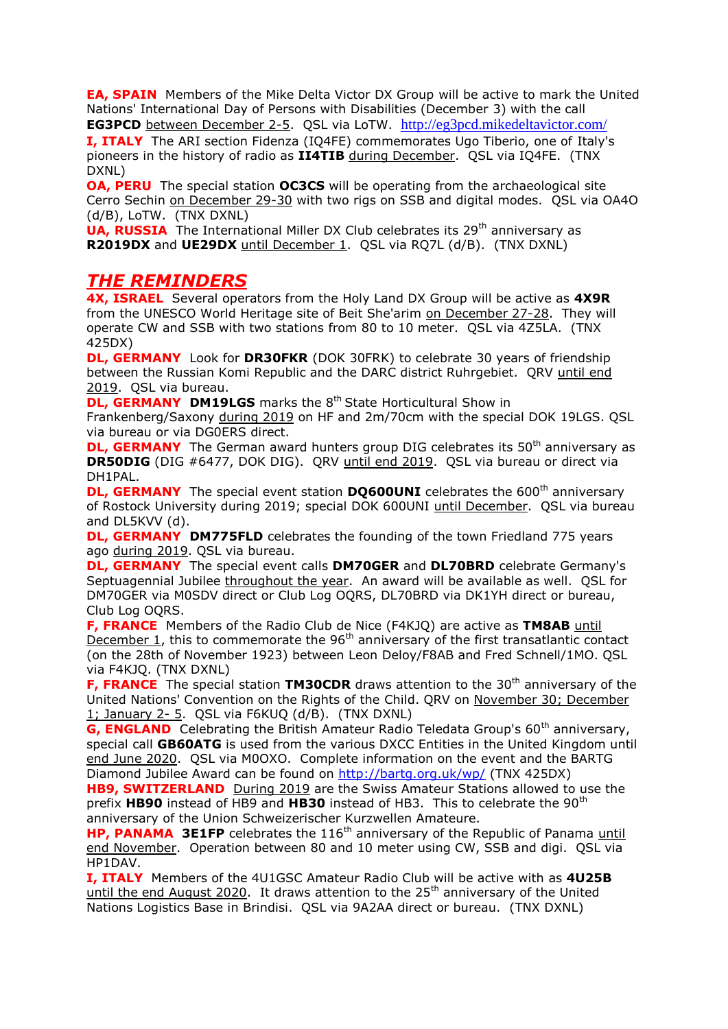**EA, SPAIN** Members of the Mike Delta Victor DX Group will be active to mark the United Nations' International Day of Persons with Disabilities (December 3) with the call **EG3PCD** between December 2-5. QSL via LoTW. http://eg3pcd.mikedeltavictor.com/

**I, ITALY** The ARI section Fidenza (IQ4FE) commemorates Ugo Tiberio, one of Italy's pioneers in the history of radio as **II4TIB** during December. QSL via IQ4FE. (TNX DXNL)

**OA, PERU** The special station **OC3CS** will be operating from the archaeological site Cerro Sechin on December 29-30 with two rigs on SSB and digital modes. QSL via OA4O (d/B), LoTW. (TNX DXNL)

**UA, RUSSIA** The International Miller DX Club celebrates its 29th anniversary as **R2019DX** and **UE29DX** until December 1. QSL via RQ7L (d/B). (TNX DXNL)

## *THE REMINDERS*

**4X, ISRAEL** Several operators from the Holy Land DX Group will be active as **4X9R** from the UNESCO World Heritage site of Beit She'arim on December 27-28. They will operate CW and SSB with two stations from 80 to 10 meter. QSL via 4Z5LA. (TNX 425DX)

**DL, GERMANY** Look for **DR30FKR** (DOK 30FRK) to celebrate 30 years of friendship between the Russian Komi Republic and the DARC district Ruhrgebiet. QRV until end 2019. QSL via bureau.

**DL, GERMANY** **DM19LGS** marks the 8th State Horticultural Show in Frankenberg/Saxony during 2019 on HF and 2m/70cm with the special DOK 19LGS. QSL via bureau or via DG0ERS direct.

**DL, GERMANY** The German award hunters group DIG celebrates its 50th anniversary as **DR50DIG** (DIG #6477, DOK DIG). QRV until end 2019. QSL via bureau or direct via DH1PAL.

**DL, GERMANY** The special event station **DQ600UNI** celebrates the 600th anniversary of Rostock University during 2019; special DOK 600UNI until December. QSL via bureau and DL5KVV (d).

**DL, GERMANY** **DM775FLD** celebrates the founding of the town Friedland 775 years ago during 2019. QSL via bureau.

**DL, GERMANY** The special event calls **DM70GER** and **DL70BRD** celebrate Germany's Septuagennial Jubilee throughout the year. An award will be available as well. QSL for DM70GER via M0SDV direct or Club Log OQRS, DL70BRD via DK1YH direct or bureau, Club Log OQRS.

**F, FRANCE** Members of the Radio Club de Nice (F4KJQ) are active as **TM8AB** until December 1, this to commemorate the 96th anniversary of the first transatlantic contact (on the 28th of November 1923) between Leon Deloy/F8AB and Fred Schnell/1MO. QSL via F4KJQ. (TNX DXNL)

**F, FRANCE** The special station **TM30CDR** draws attention to the 30th anniversary of the United Nations' Convention on the Rights of the Child. QRV on November 30; December 1; January 2- 5. QSL via F6KUQ (d/B). (TNX DXNL)

**G, ENGLAND** Celebrating the British Amateur Radio Teledata Group's 60th anniversary, special call **GB60ATG** is used from the various DXCC Entities in the United Kingdom until end June 2020. QSL via M0OXO. Complete information on the event and the BARTG Diamond Jubilee Award can be found on http://bartg.org.uk/wp/ (TNX 425DX)

**HB9, SWITZERLAND** During 2019 are the Swiss Amateur Stations allowed to use the prefix **HB90** instead of HB9 and **HB30** instead of HB3. This to celebrate the 90th anniversary of the Union Schweizerischer Kurzwellen Amateure.

**HP, PANAMA** **3E1FP** celebrates the 116th anniversary of the Republic of Panama until end November. Operation between 80 and 10 meter using CW, SSB and digi. QSL via HP1DAV.

**I, ITALY** Members of the 4U1GSC Amateur Radio Club will be active with as **4U25B** until the end August 2020. It draws attention to the 25th anniversary of the United Nations Logistics Base in Brindisi. QSL via 9A2AA direct or bureau. (TNX DXNL)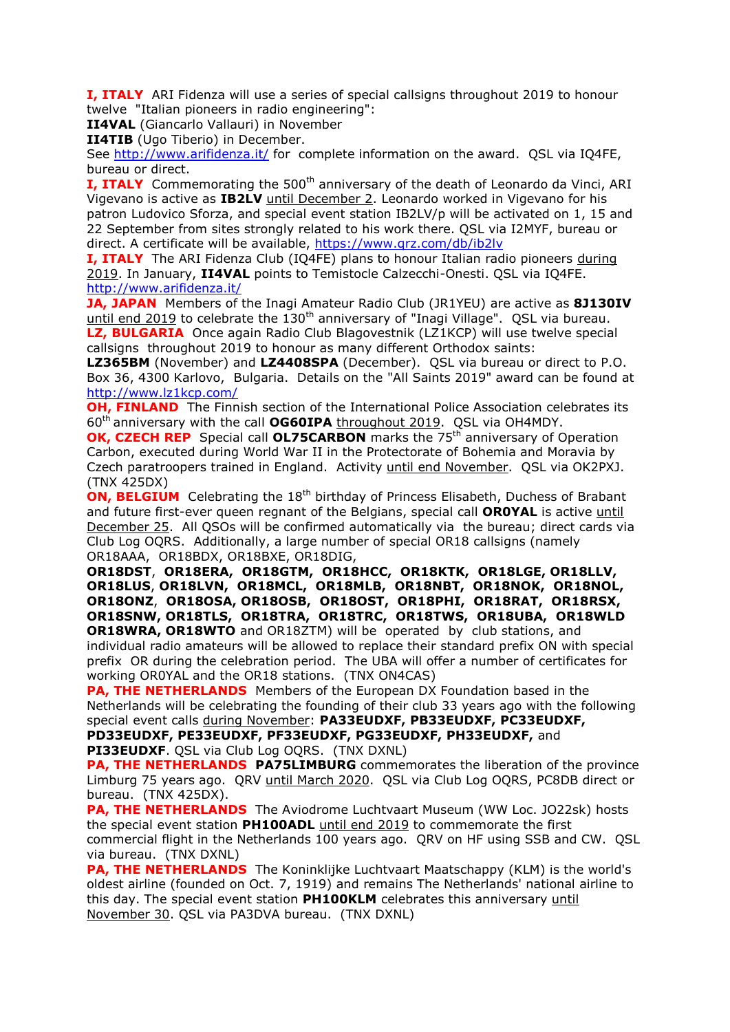**I, ITALY** ARI Fidenza will use a series of special callsigns throughout 2019 to honour twelve "Italian pioneers in radio engineering":
**II4VAL** (Giancarlo Vallauri) in November
**II4TIB** (Ugo Tiberio) in December.
See http://www.arifidenza.it/ for complete information on the award. QSL via IQ4FE, bureau or direct.

**I, ITALY** Commemorating the 500th anniversary of the death of Leonardo da Vinci, ARI Vigevano is active as **IB2LV** until December 2. Leonardo worked in Vigevano for his patron Ludovico Sforza, and special event station IB2LV/p will be activated on 1, 15 and 22 September from sites strongly related to his work there. QSL via I2MYF, bureau or direct. A certificate will be available, https://www.qrz.com/db/ib2lv

**I, ITALY** The ARI Fidenza Club (IQ4FE) plans to honour Italian radio pioneers during 2019. In January, **II4VAL** points to Temistocle Calzecchi-Onesti. QSL via IQ4FE. http://www.arifidenza.it/

**JA, JAPAN** Members of the Inagi Amateur Radio Club (JR1YEU) are active as **8J130IV** until end 2019 to celebrate the 130th anniversary of "Inagi Village". QSL via bureau.

**LZ, BULGARIA** Once again Radio Club Blagovestnik (LZ1KCP) will use twelve special callsigns throughout 2019 to honour as many different Orthodox saints:
**LZ365BM** (November) and **LZ4408SPA** (December). QSL via bureau or direct to P.O. Box 36, 4300 Karlovo, Bulgaria. Details on the "All Saints 2019" award can be found at http://www.lz1kcp.com/

**OH, FINLAND** The Finnish section of the International Police Association celebrates its 60th anniversary with the call **OG60IPA** throughout 2019. QSL via OH4MDY.

**OK, CZECH REP** Special call **OL75CARBON** marks the 75th anniversary of Operation Carbon, executed during World War II in the Protectorate of Bohemia and Moravia by Czech paratroopers trained in England. Activity until end November. QSL via OK2PXJ. (TNX 425DX)

**ON, BELGIUM** Celebrating the 18th birthday of Princess Elisabeth, Duchess of Brabant and future first-ever queen regnant of the Belgians, special call **OR0YAL** is active until December 25. All QSOs will be confirmed automatically via the bureau; direct cards via Club Log OQRS. Additionally, a large number of special OR18 callsigns (namely OR18AAA, OR18BDX, OR18BXE, OR18DIG,
**OR18DST**, **OR18ERA, OR18GTM, OR18HCC, OR18KTK, OR18LGE, OR18LLV, OR18LUS**, **OR18LVN, OR18MCL, OR18MLB, OR18NBT, OR18NOK, OR18NOL, OR18ONZ**, **OR18OSA, OR18OSB, OR18OST, OR18PHI, OR18RAT, OR18RSX, OR18SNW, OR18TLS, OR18TRA, OR18TRC, OR18TWS, OR18UBA, OR18WLD OR18WRA, OR18WTO** and OR18ZTM) will be operated by club stations, and individual radio amateurs will be allowed to replace their standard prefix ON with special prefix OR during the celebration period. The UBA will offer a number of certificates for working OR0YAL and the OR18 stations. (TNX ON4CAS)

**PA, THE NETHERLANDS** Members of the European DX Foundation based in the Netherlands will be celebrating the founding of their club 33 years ago with the following special event calls during November: **PA33EUDXF, PB33EUDXF, PC33EUDXF, PD33EUDXF, PE33EUDXF, PF33EUDXF, PG33EUDXF, PH33EUDXF,** and **PI33EUDXF**. QSL via Club Log OQRS. (TNX DXNL)

**PA, THE NETHERLANDS** **PA75LIMBURG** commemorates the liberation of the province Limburg 75 years ago. QRV until March 2020. QSL via Club Log OQRS, PC8DB direct or bureau. (TNX 425DX).

**PA, THE NETHERLANDS** The Aviodrome Luchtvaart Museum (WW Loc. JO22sk) hosts the special event station **PH100ADL** until end 2019 to commemorate the first commercial flight in the Netherlands 100 years ago. QRV on HF using SSB and CW. QSL via bureau. (TNX DXNL)

**PA, THE NETHERLANDS** The Koninklijke Luchtvaart Maatschappy (KLM) is the world's oldest airline (founded on Oct. 7, 1919) and remains The Netherlands' national airline to this day. The special event station **PH100KLM** celebrates this anniversary until November 30. QSL via PA3DVA bureau. (TNX DXNL)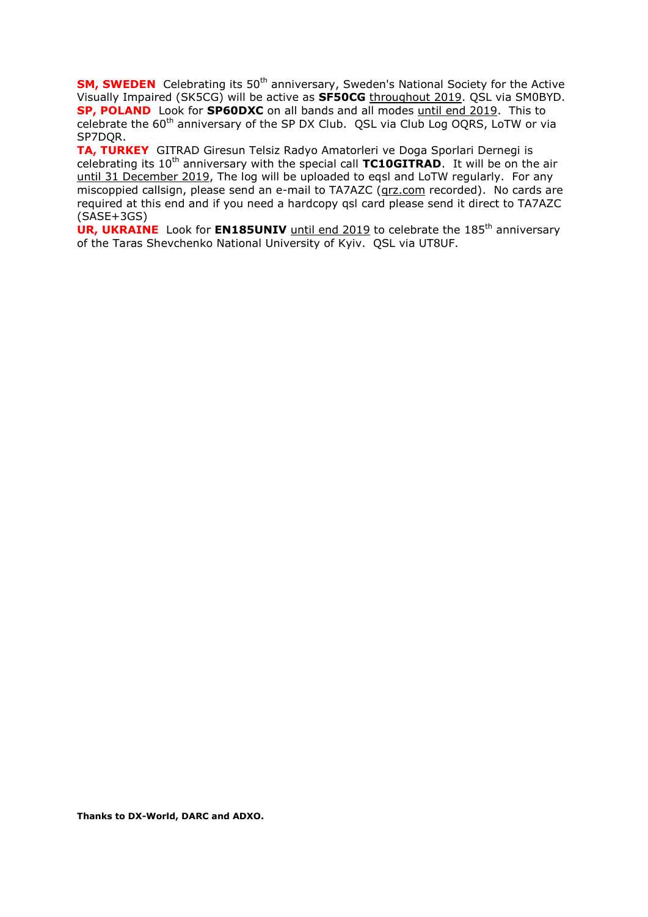**SM, SWEDEN** Celebrating its 50th anniversary, Sweden's National Society for the Active Visually Impaired (SK5CG) will be active as **SF50CG** throughout 2019. QSL via SM0BYD.
**SP, POLAND** Look for **SP60DXC** on all bands and all modes until end 2019. This to celebrate the 60th anniversary of the SP DX Club. QSL via Club Log OQRS, LoTW or via SP7DQR.
**TA, TURKEY** GITRAD Giresun Telsiz Radyo Amatorleri ve Doga Sporlari Dernegi is celebrating its 10th anniversary with the special call **TC10GITRAD**. It will be on the air until 31 December 2019, The log will be uploaded to eqsl and LoTW regularly. For any miscoppied callsign, please send an e-mail to TA7AZC (qrz.com recorded). No cards are required at this end and if you need a hardcopy qsl card please send it direct to TA7AZC (SASE+3GS)
**UR, UKRAINE** Look for **EN185UNIV** until end 2019 to celebrate the 185th anniversary of the Taras Shevchenko National University of Kyiv. QSL via UT8UF.

**Thanks to DX-World, DARC and ADXO.**